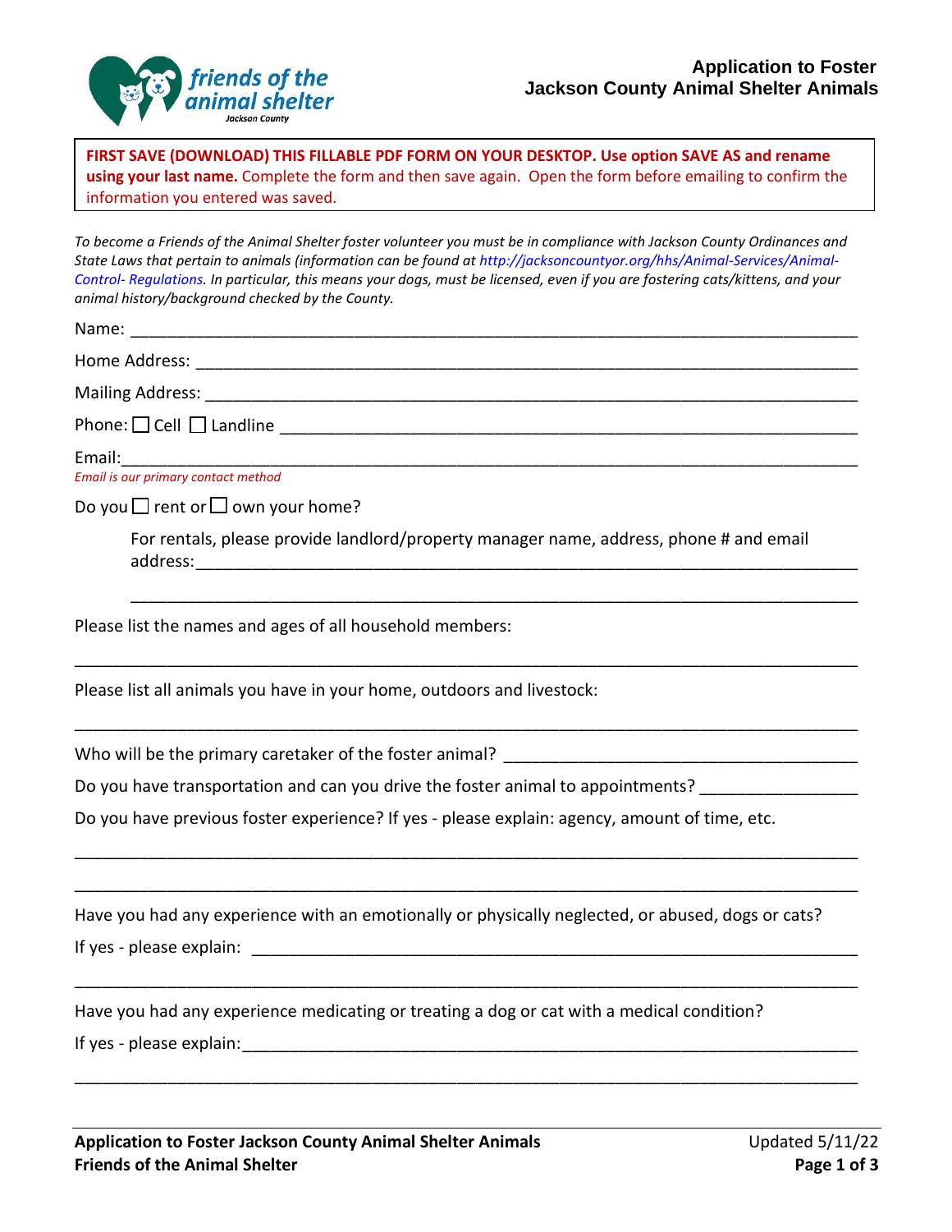# Application to Foster Jackson County Animal Shelter Animals

friends of the animal shelter
Jackson County

**FIRST SAVE (DOWNLOAD) THIS FILLABLE PDF FORM ON YOUR DESKTOP. Use option SAVE AS and rename using your last name.** Complete the form and then save again. Open the form before emailing to confirm the information you entered was saved.

*To become a Friends of the Animal Shelter foster volunteer you must be in compliance with Jackson County Ordinances and State Laws that pertain to animals (information can be found at http://jacksoncountyor.org/hhs/Animal-Services/Animal-Control- Regulations. In particular, this means your dogs, must be licensed, even if you are fostering cats/kittens, and your animal history/background checked by the County.*

Name: ______________________________________________________________________

Home Address: _______________________________________________________________

Mailing Address: ______________________________________________________________

Phone: ☐ Cell ☐ Landline ______________________________________________________

Email:______________________________________________________________________
*Email is our primary contact method*

Do you ☐ rent or ☐ own your home?

For rentals, please provide landlord/property manager name, address, phone # and email address:_______________________________________________________________

______________________________________________________________________

Please list the names and ages of all household members:

______________________________________________________________________

Please list all animals you have in your home, outdoors and livestock:

______________________________________________________________________

Who will be the primary caretaker of the foster animal? ______________________________

Do you have transportation and can you drive the foster animal to appointments? ____________

Do you have previous foster experience? If yes - please explain: agency, amount of time, etc.

______________________________________________________________________

______________________________________________________________________

Have you had any experience with an emotionally or physically neglected, or abused, dogs or cats?

If yes - please explain: _________________________________________________________

______________________________________________________________________

Have you had any experience medicating or treating a dog or cat with a medical condition?

If yes - please explain:__________________________________________________________

______________________________________________________________________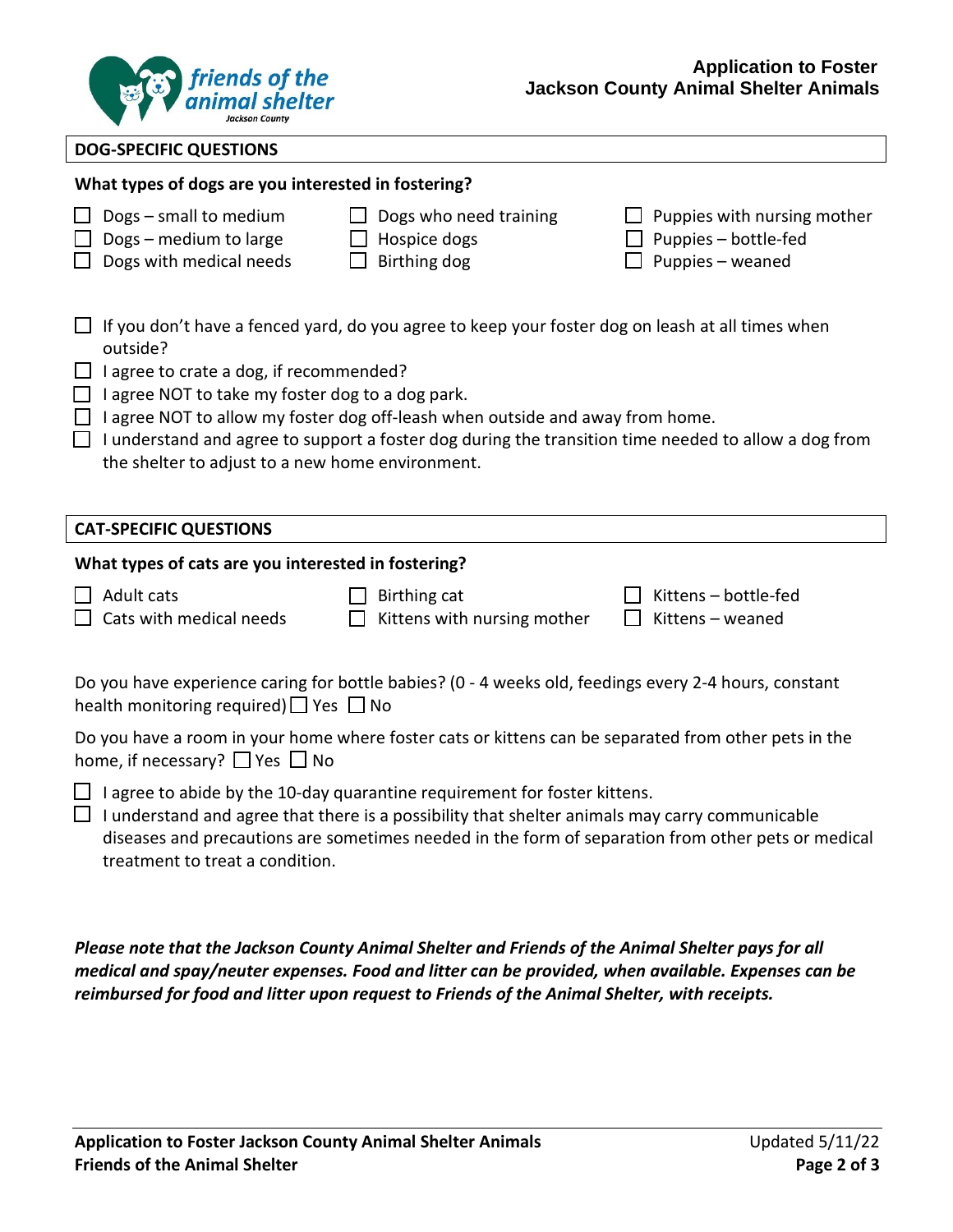## Application to Foster Jackson County Animal Shelter Animals

### DOG-SPECIFIC QUESTIONS

**What types of dogs are you interested in fostering?**

- ☐ Dogs – small to medium
- ☐ Dogs – medium to large
- ☐ Dogs with medical needs
- ☐ Dogs who need training
- ☐ Hospice dogs
- ☐ Birthing dog
- ☐ Puppies with nursing mother
- ☐ Puppies – bottle-fed
- ☐ Puppies – weaned

- ☐ If you don't have a fenced yard, do you agree to keep your foster dog on leash at all times when outside?
- ☐ I agree to crate a dog, if recommended?
- ☐ I agree NOT to take my foster dog to a dog park.
- ☐ I agree NOT to allow my foster dog off-leash when outside and away from home.
- ☐ I understand and agree to support a foster dog during the transition time needed to allow a dog from the shelter to adjust to a new home environment.

### CAT-SPECIFIC QUESTIONS

**What types of cats are you interested in fostering?**

- ☐ Adult cats
- ☐ Cats with medical needs
- ☐ Birthing cat
- ☐ Kittens with nursing mother
- ☐ Kittens – bottle-fed
- ☐ Kittens – weaned

Do you have experience caring for bottle babies? (0 - 4 weeks old, feedings every 2-4 hours, constant health monitoring required) ☐ Yes ☐ No

Do you have a room in your home where foster cats or kittens can be separated from other pets in the home, if necessary? ☐ Yes ☐ No

- ☐ I agree to abide by the 10-day quarantine requirement for foster kittens.
- ☐ I understand and agree that there is a possibility that shelter animals may carry communicable diseases and precautions are sometimes needed in the form of separation from other pets or medical treatment to treat a condition.

***Please note that the Jackson County Animal Shelter and Friends of the Animal Shelter pays for all medical and spay/neuter expenses. Food and litter can be provided, when available. Expenses can be reimbursed for food and litter upon request to Friends of the Animal Shelter, with receipts.***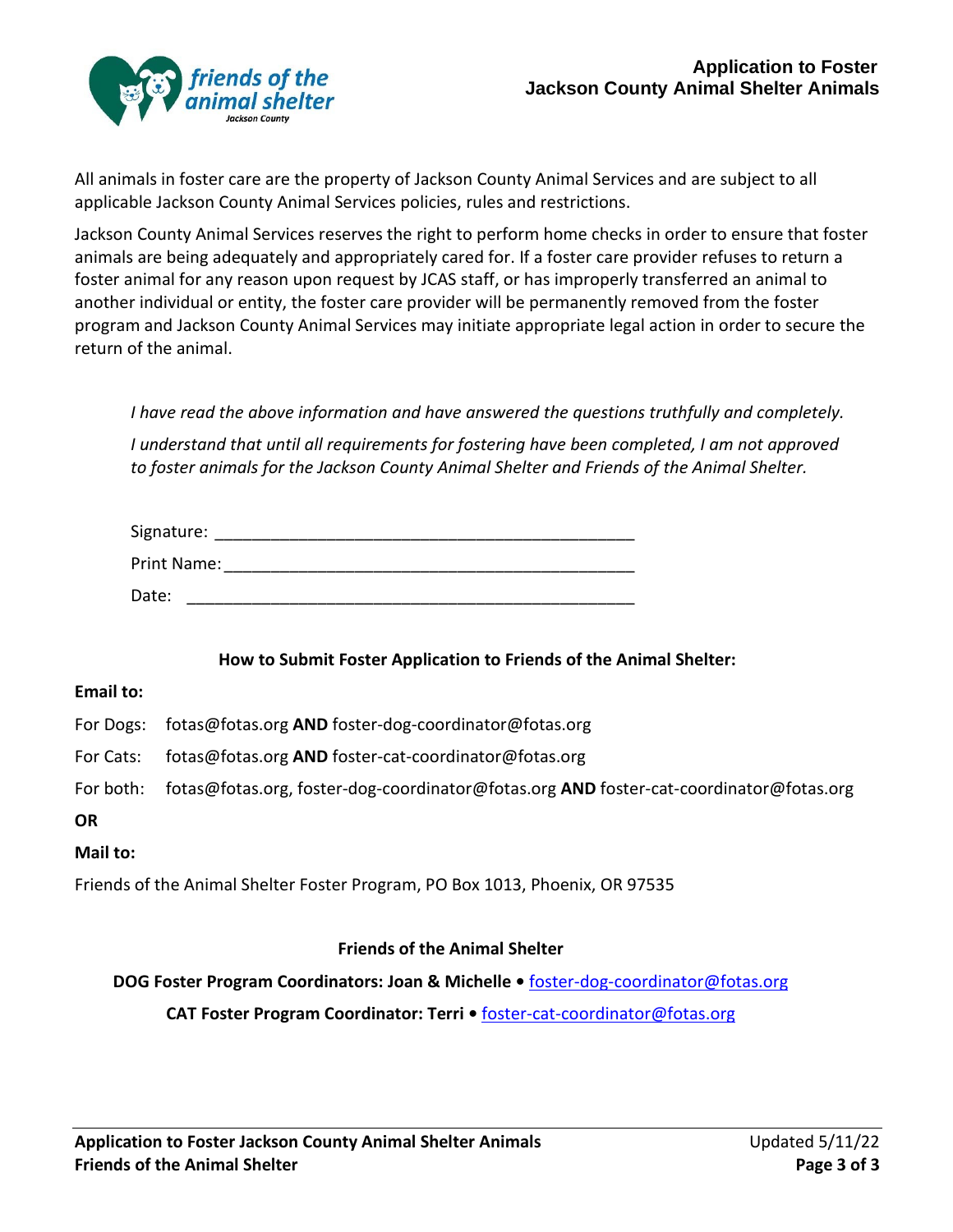# Application to Foster Jackson County Animal Shelter Animals

All animals in foster care are the property of Jackson County Animal Services and are subject to all applicable Jackson County Animal Services policies, rules and restrictions.

Jackson County Animal Services reserves the right to perform home checks in order to ensure that foster animals are being adequately and appropriately cared for. If a foster care provider refuses to return a foster animal for any reason upon request by JCAS staff, or has improperly transferred an animal to another individual or entity, the foster care provider will be permanently removed from the foster program and Jackson County Animal Services may initiate appropriate legal action in order to secure the return of the animal.

*I have read the above information and have answered the questions truthfully and completely.*

*I understand that until all requirements for fostering have been completed, I am not approved to foster animals for the Jackson County Animal Shelter and Friends of the Animal Shelter.*

Signature: ______________________________________________

Print Name: ______________________________________________

Date: ______________________________________________

**How to Submit Foster Application to Friends of the Animal Shelter:**

**Email to:**

For Dogs: fotas@fotas.org **AND** foster-dog-coordinator@fotas.org

For Cats: fotas@fotas.org **AND** foster-cat-coordinator@fotas.org

For both: fotas@fotas.org, foster-dog-coordinator@fotas.org **AND** foster-cat-coordinator@fotas.org

**OR**

**Mail to:**

Friends of the Animal Shelter Foster Program, PO Box 1013, Phoenix, OR 97535

**Friends of the Animal Shelter**

**DOG Foster Program Coordinators: Joan & Michelle •** foster-dog-coordinator@fotas.org

**CAT Foster Program Coordinator: Terri •** foster-cat-coordinator@fotas.org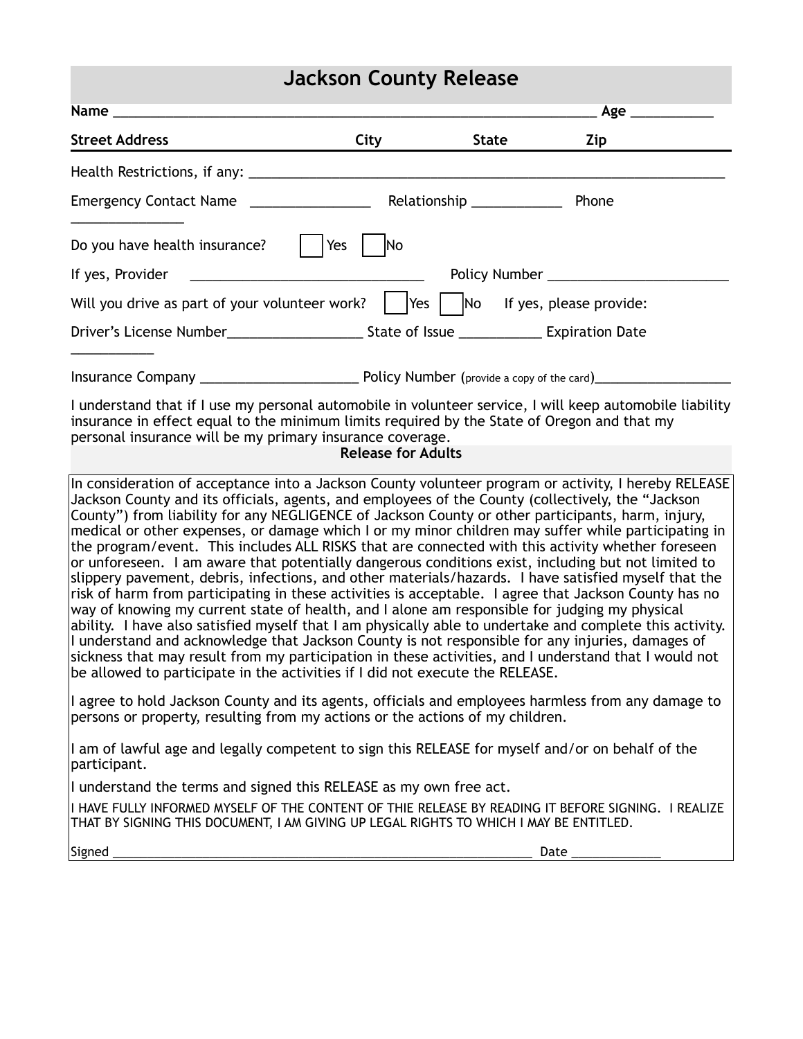# Jackson County Release

**Name** ______________________________________________________________ **Age** __________

**Street Address** **City** **State** **Zip**

Health Restrictions, if any: ____________________________________________________________

Emergency Contact Name _______________ Relationship ___________ Phone _______________

Do you have health insurance? ☐ Yes ☐ No

If yes, Provider ______________________________ Policy Number ______________________

Will you drive as part of your volunteer work? ☐ Yes ☐ No If yes, please provide:

Driver's License Number_________________ State of Issue __________ Expiration Date __________

Insurance Company ____________________ Policy Number (provide a copy of the card)_________________

I understand that if I use my personal automobile in volunteer service, I will keep automobile liability insurance in effect equal to the minimum limits required by the State of Oregon and that my personal insurance will be my primary insurance coverage.

**Release for Adults**

In consideration of acceptance into a Jackson County volunteer program or activity, I hereby RELEASE Jackson County and its officials, agents, and employees of the County (collectively, the "Jackson County") from liability for any NEGLIGENCE of Jackson County or other participants, harm, injury, medical or other expenses, or damage which I or my minor children may suffer while participating in the program/event. This includes ALL RISKS that are connected with this activity whether foreseen or unforeseen. I am aware that potentially dangerous conditions exist, including but not limited to slippery pavement, debris, infections, and other materials/hazards. I have satisfied myself that the risk of harm from participating in these activities is acceptable. I agree that Jackson County has no way of knowing my current state of health, and I alone am responsible for judging my physical ability. I have also satisfied myself that I am physically able to undertake and complete this activity. I understand and acknowledge that Jackson County is not responsible for any injuries, damages of sickness that may result from my participation in these activities, and I understand that I would not be allowed to participate in the activities if I did not execute the RELEASE.

I agree to hold Jackson County and its agents, officials and employees harmless from any damage to persons or property, resulting from my actions or the actions of my children.

I am of lawful age and legally competent to sign this RELEASE for myself and/or on behalf of the participant.

I understand the terms and signed this RELEASE as my own free act.

I HAVE FULLY INFORMED MYSELF OF THE CONTENT OF THIE RELEASE BY READING IT BEFORE SIGNING. I REALIZE THAT BY SIGNING THIS DOCUMENT, I AM GIVING UP LEGAL RIGHTS TO WHICH I MAY BE ENTITLED.

Signed _______________________________________________________ Date ____________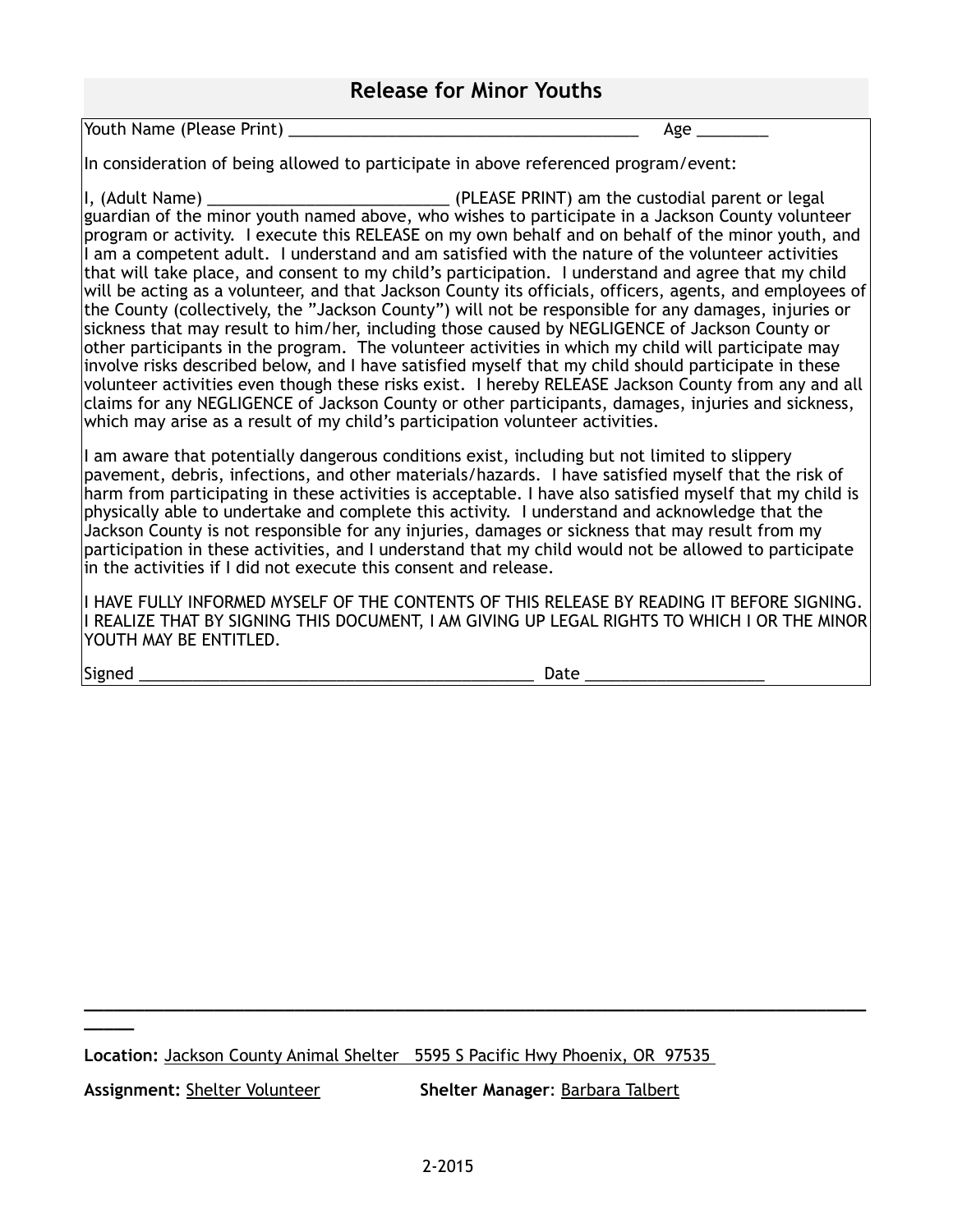## Release for Minor Youths

Youth Name (Please Print) _______________________________________ Age ________

In consideration of being allowed to participate in above referenced program/event:

I, (Adult Name) ___________________________ (PLEASE PRINT) am the custodial parent or legal guardian of the minor youth named above, who wishes to participate in a Jackson County volunteer program or activity. I execute this RELEASE on my own behalf and on behalf of the minor youth, and I am a competent adult. I understand and am satisfied with the nature of the volunteer activities that will take place, and consent to my child's participation. I understand and agree that my child will be acting as a volunteer, and that Jackson County its officials, officers, agents, and employees of the County (collectively, the "Jackson County") will not be responsible for any damages, injuries or sickness that may result to him/her, including those caused by NEGLIGENCE of Jackson County or other participants in the program. The volunteer activities in which my child will participate may involve risks described below, and I have satisfied myself that my child should participate in these volunteer activities even though these risks exist. I hereby RELEASE Jackson County from any and all claims for any NEGLIGENCE of Jackson County or other participants, damages, injuries and sickness, which may arise as a result of my child's participation volunteer activities.

I am aware that potentially dangerous conditions exist, including but not limited to slippery pavement, debris, infections, and other materials/hazards. I have satisfied myself that the risk of harm from participating in these activities is acceptable. I have also satisfied myself that my child is physically able to undertake and complete this activity. I understand and acknowledge that the Jackson County is not responsible for any injuries, damages or sickness that may result from my participation in these activities, and I understand that my child would not be allowed to participate in the activities if I did not execute this consent and release.

I HAVE FULLY INFORMED MYSELF OF THE CONTENTS OF THIS RELEASE BY READING IT BEFORE SIGNING. I REALIZE THAT BY SIGNING THIS DOCUMENT, I AM GIVING UP LEGAL RIGHTS TO WHICH I OR THE MINOR YOUTH MAY BE ENTITLED.

Signed _____________________________________________ Date ___________________

---

**Location:** Jackson County Animal Shelter 5595 S Pacific Hwy Phoenix, OR 97535

**Assignment:** Shelter Volunteer **Shelter Manager**: Barbara Talbert

2-2015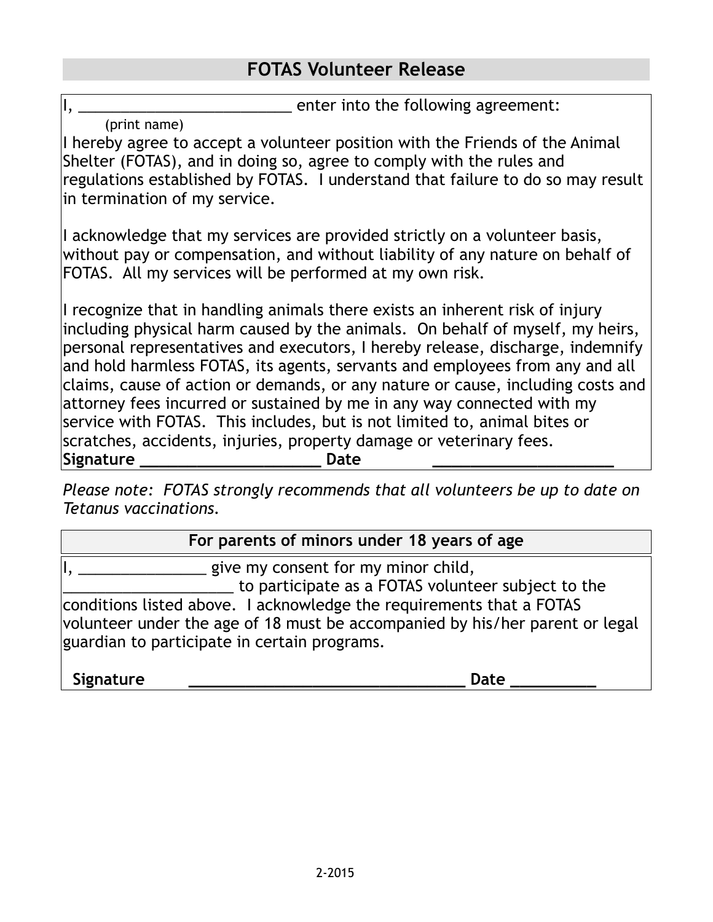# FOTAS Volunteer Release

I, _________________________ enter into the following agreement:
(print name)

I hereby agree to accept a volunteer position with the Friends of the Animal Shelter (FOTAS), and in doing so, agree to comply with the rules and regulations established by FOTAS. I understand that failure to do so may result in termination of my service.

I acknowledge that my services are provided strictly on a volunteer basis, without pay or compensation, and without liability of any nature on behalf of FOTAS. All my services will be performed at my own risk.

I recognize that in handling animals there exists an inherent risk of injury including physical harm caused by the animals. On behalf of myself, my heirs, personal representatives and executors, I hereby release, discharge, indemnify and hold harmless FOTAS, its agents, servants and employees from any and all claims, cause of action or demands, or any nature or cause, including costs and attorney fees incurred or sustained by me in any way connected with my service with FOTAS. This includes, but is not limited to, animal bites or scratches, accidents, injuries, property damage or veterinary fees.

**Signature _____________________ Date _____________________**

*Please note: FOTAS strongly recommends that all volunteers be up to date on Tetanus vaccinations.*

**For parents of minors under 18 years of age**

I, _______________ give my consent for my minor child, ____________________ to participate as a FOTAS volunteer subject to the conditions listed above. I acknowledge the requirements that a FOTAS volunteer under the age of 18 must be accompanied by his/her parent or legal guardian to participate in certain programs.

**Signature _________________________________ Date __________**

2-2015